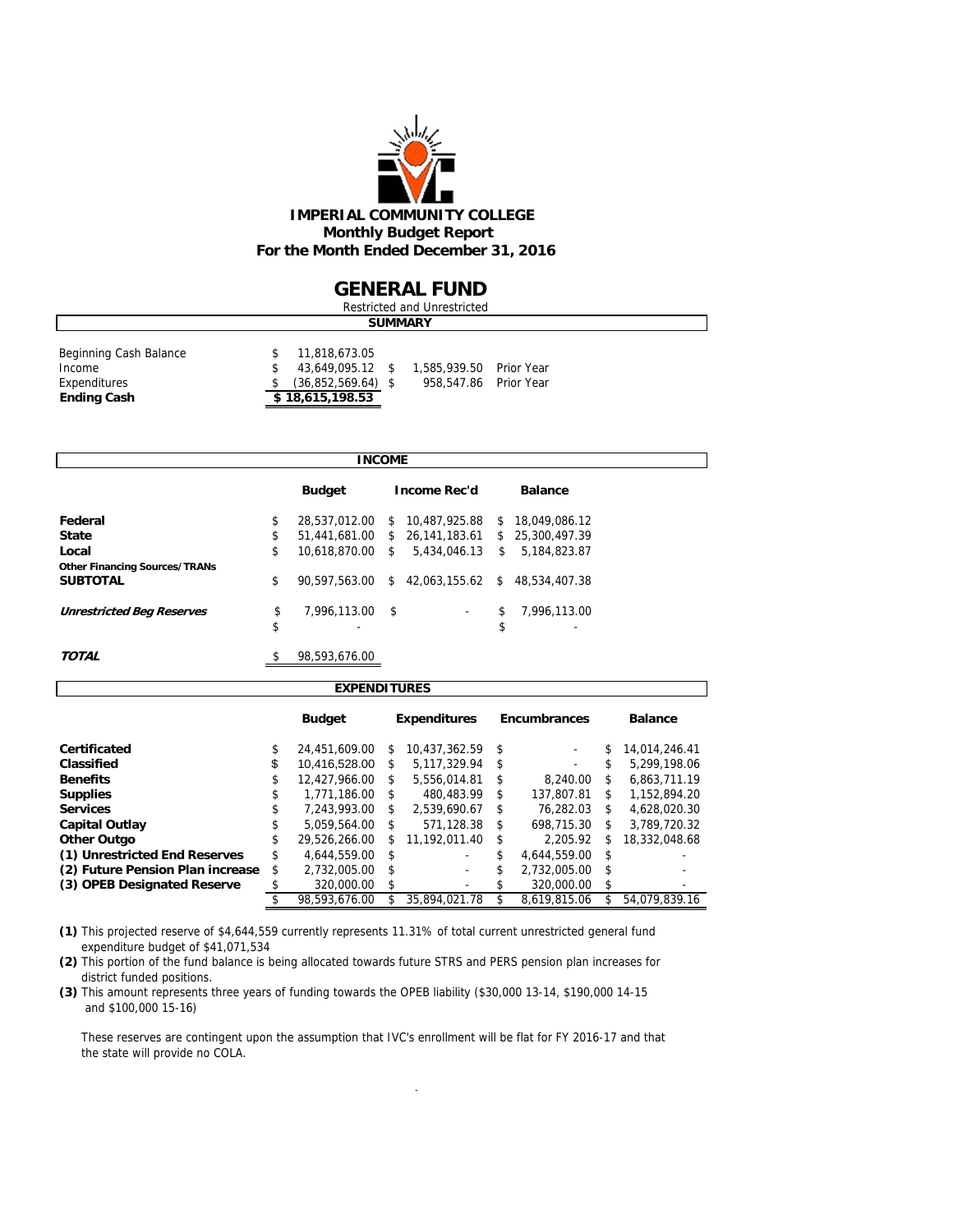**IMPERIAL COMMUNITY COLLEGE**
**Monthly Budget Report**
**For the Month Ended December 31, 2016**

# GENERAL FUND

Restricted and Unrestricted

## SUMMARY

| | | | |
|---|---|---|---|
| Beginning Cash Balance | $ 11,818,673.05 | | |
| Income | $ 43,649,095.12 | $ 1,585,939.50 | Prior Year |
| Expenditures | $ (36,852,569.64) | $ 958,547.86 | Prior Year |
| **Ending Cash** | **$ 18,615,198.53** | | |

## INCOME

| | Budget | Income Rec'd | Balance |
|---|---|---|---|
| **Federal** | $ 28,537,012.00 | $ 10,487,925.88 | $ 18,049,086.12 |
| **State** | $ 51,441,681.00 | $ 26,141,183.61 | $ 25,300,497.39 |
| **Local** | $ 10,618,870.00 | $ 5,434,046.13 | $ 5,184,823.87 |
| **Other Financing Sources/TRANs** | | | |
| **SUBTOTAL** | $ 90,597,563.00 | $ 42,063,155.62 | $ 48,534,407.38 |
| ***Unrestricted Beg Reserves*** | $ 7,996,113.00 | $ - | $ 7,996,113.00 |
| | $ - | | $ - |
| ***TOTAL*** | $ 98,593,676.00 | | |

## EXPENDITURES

| | Budget | Expenditures | Encumbrances | Balance |
|---|---|---|---|---|
| **Certificated** | $ 24,451,609.00 | $ 10,437,362.59 | $ - | $ 14,014,246.41 |
| **Classified** | $ 10,416,528.00 | $ 5,117,329.94 | $ - | $ 5,299,198.06 |
| **Benefits** | $ 12,427,966.00 | $ 5,556,014.81 | $ 8,240.00 | $ 6,863,711.19 |
| **Supplies** | $ 1,771,186.00 | $ 480,483.99 | $ 137,807.81 | $ 1,152,894.20 |
| **Services** | $ 7,243,993.00 | $ 2,539,690.67 | $ 76,282.03 | $ 4,628,020.30 |
| **Capital Outlay** | $ 5,059,564.00 | $ 571,128.38 | $ 698,715.30 | $ 3,789,720.32 |
| **Other Outgo** | $ 29,526,266.00 | $ 11,192,011.40 | $ 2,205.92 | $ 18,332,048.68 |
| **(1) Unrestricted End Reserves** | $ 4,644,559.00 | $ - | $ 4,644,559.00 | $ - |
| **(2) Future Pension Plan increase** | $ 2,732,005.00 | $ - | $ 2,732,005.00 | $ - |
| **(3) OPEB Designated Reserve** | $ 320,000.00 | $ - | $ 320,000.00 | $ - |
| | $ 98,593,676.00 | $ 35,894,021.78 | $ 8,619,815.06 | $ 54,079,839.16 |

**(1)** This projected reserve of $4,644,559 currently represents 11.31% of total current unrestricted general fund expenditure budget of $41,071,534

**(2)** This portion of the fund balance is being allocated towards future STRS and PERS pension plan increases for district funded positions.

**(3)** This amount represents three years of funding towards the OPEB liability ($30,000 13-14, $190,000 14-15 and $100,000 15-16)

These reserves are contingent upon the assumption that IVC's enrollment will be flat for FY 2016-17 and that the state will provide no COLA.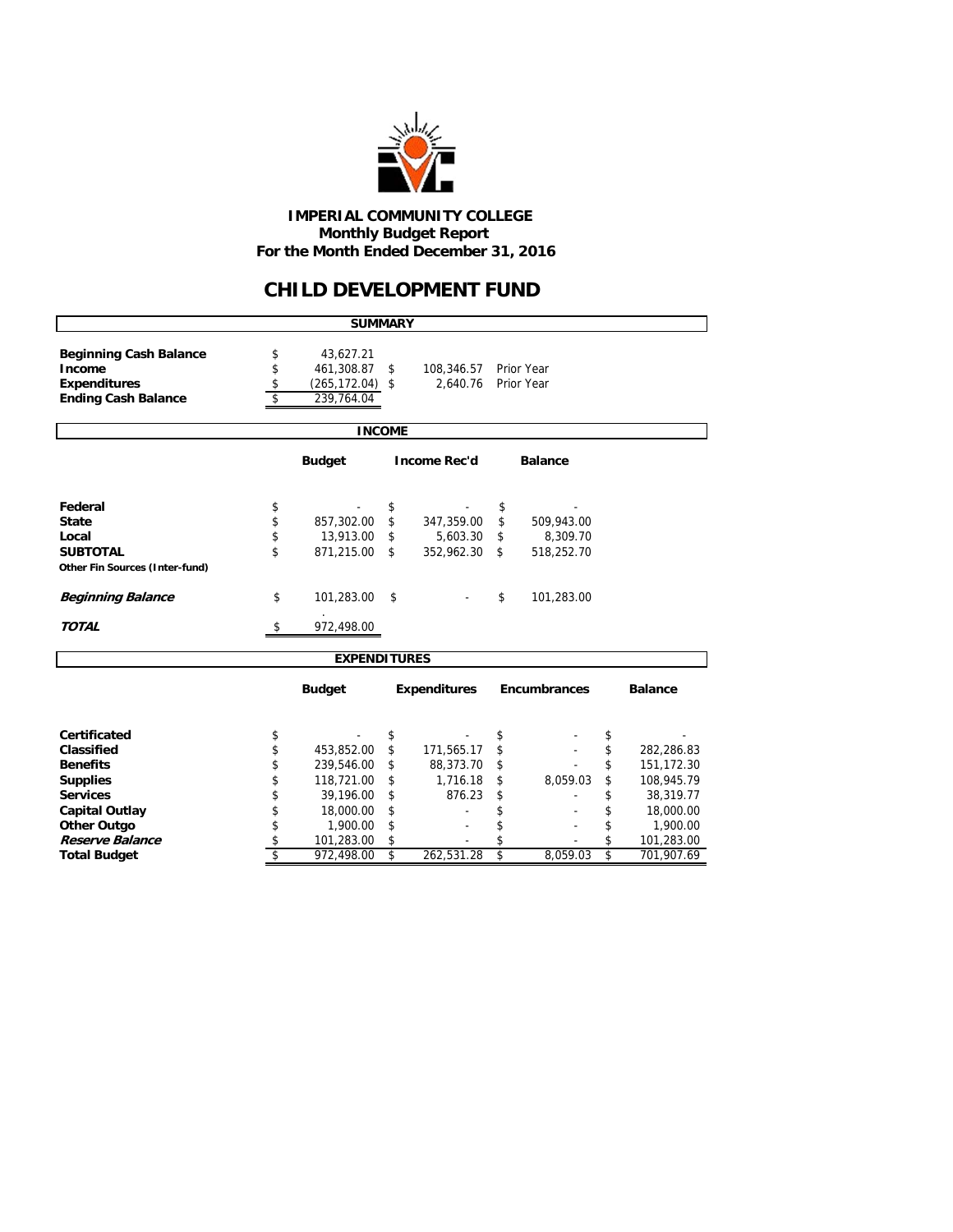**IMPERIAL COMMUNITY COLLEGE**
**Monthly Budget Report**
**For the Month Ended December 31, 2016**

# CHILD DEVELOPMENT FUND

## SUMMARY

| | | | |
|---|---|---|---|
| **Beginning Cash Balance** | $ 43,627.21 | | |
| **Income** | $ 461,308.87 | $ 108,346.57 | Prior Year |
| **Expenditures** | $ (265,172.04) | $ 2,640.76 | Prior Year |
| **Ending Cash Balance** | $ 239,764.04 | | |

## INCOME

| | Budget | Income Rec'd | Balance |
|---|---|---|---|
| **Federal** | $ - | $ - | $ - |
| **State** | $ 857,302.00 | $ 347,359.00 | $ 509,943.00 |
| **Local** | $ 13,913.00 | $ 5,603.30 | $ 8,309.70 |
| **SUBTOTAL** | $ 871,215.00 | $ 352,962.30 | $ 518,252.70 |
| **Other Fin Sources (Inter-fund)** | | | |
| ***Beginning Balance*** | $ 101,283.00 | $ - | $ 101,283.00 |
| ***TOTAL*** | $ 972,498.00 | | |

## EXPENDITURES

| | Budget | Expenditures | Encumbrances | Balance |
|---|---|---|---|---|
| **Certificated** | $ - | $ - | $ - | $ - |
| **Classified** | $ 453,852.00 | $ 171,565.17 | $ - | $ 282,286.83 |
| **Benefits** | $ 239,546.00 | $ 88,373.70 | $ - | $ 151,172.30 |
| **Supplies** | $ 118,721.00 | $ 1,716.18 | $ 8,059.03 | $ 108,945.79 |
| **Services** | $ 39,196.00 | $ 876.23 | $ - | $ 38,319.77 |
| **Capital Outlay** | $ 18,000.00 | $ - | $ - | $ 18,000.00 |
| **Other Outgo** | $ 1,900.00 | $ - | $ - | $ 1,900.00 |
| ***Reserve Balance*** | $ 101,283.00 | $ - | $ - | $ 101,283.00 |
| **Total Budget** | $ 972,498.00 | $ 262,531.28 | $ 8,059.03 | $ 701,907.69 |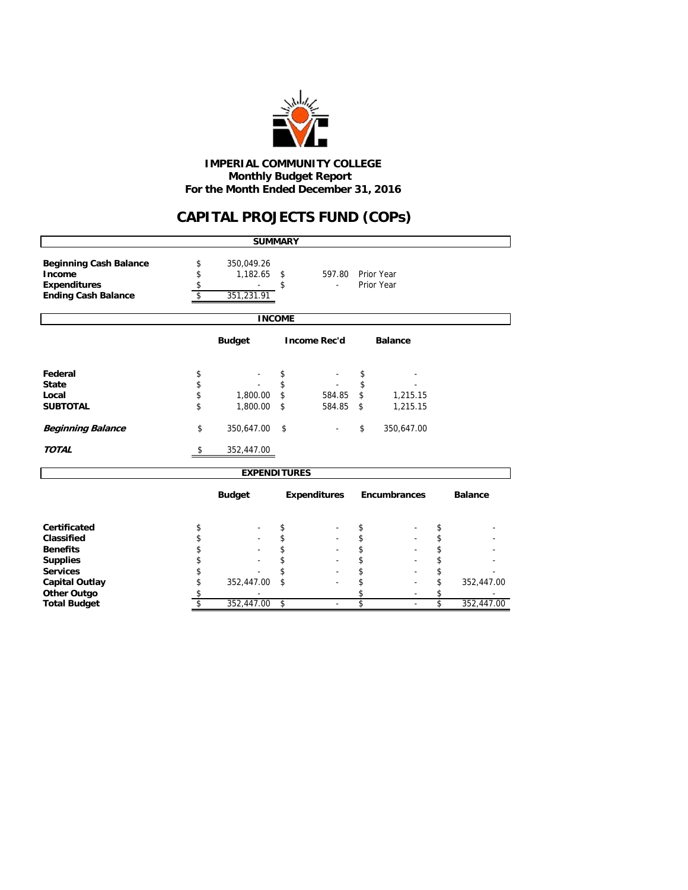# IMPERIAL COMMUNITY COLLEGE
## Monthly Budget Report
## For the Month Ended December 31, 2016

# CAPITAL PROJECTS FUND (COPs)

### SUMMARY

| | | | |
|---|---|---|---|
| **Beginning Cash Balance** | $ 350,049.26 | | |
| **Income** | $ 1,182.65 | $ 597.80 | Prior Year |
| **Expenditures** | $ - | $ - | Prior Year |
| **Ending Cash Balance** | $ 351,231.91 | | |

### INCOME

| | Budget | Income Rec'd | Balance |
|---|---|---|---|
| **Federal** | $ - | $ - | $ - |
| **State** | $ - | $ - | $ - |
| **Local** | $ 1,800.00 | $ 584.85 | $ 1,215.15 |
| **SUBTOTAL** | $ 1,800.00 | $ 584.85 | $ 1,215.15 |
| ***Beginning Balance*** | $ 350,647.00 | $ - | $ 350,647.00 |
| ***TOTAL*** | $ 352,447.00 | | |

### EXPENDITURES

| | Budget | Expenditures | Encumbrances | Balance |
|---|---|---|---|---|
| **Certificated** | $ - | $ - | $ - | $ - |
| **Classified** | $ - | $ - | $ - | $ - |
| **Benefits** | $ - | $ - | $ - | $ - |
| **Supplies** | $ - | $ - | $ - | $ - |
| **Services** | $ - | $ - | $ - | $ - |
| **Capital Outlay** | $ 352,447.00 | $ - | $ - | $ 352,447.00 |
| **Other Outgo** | $ - | | $ - | $ - |
| **Total Budget** | $ 352,447.00 | $ - | $ - | $ 352,447.00 |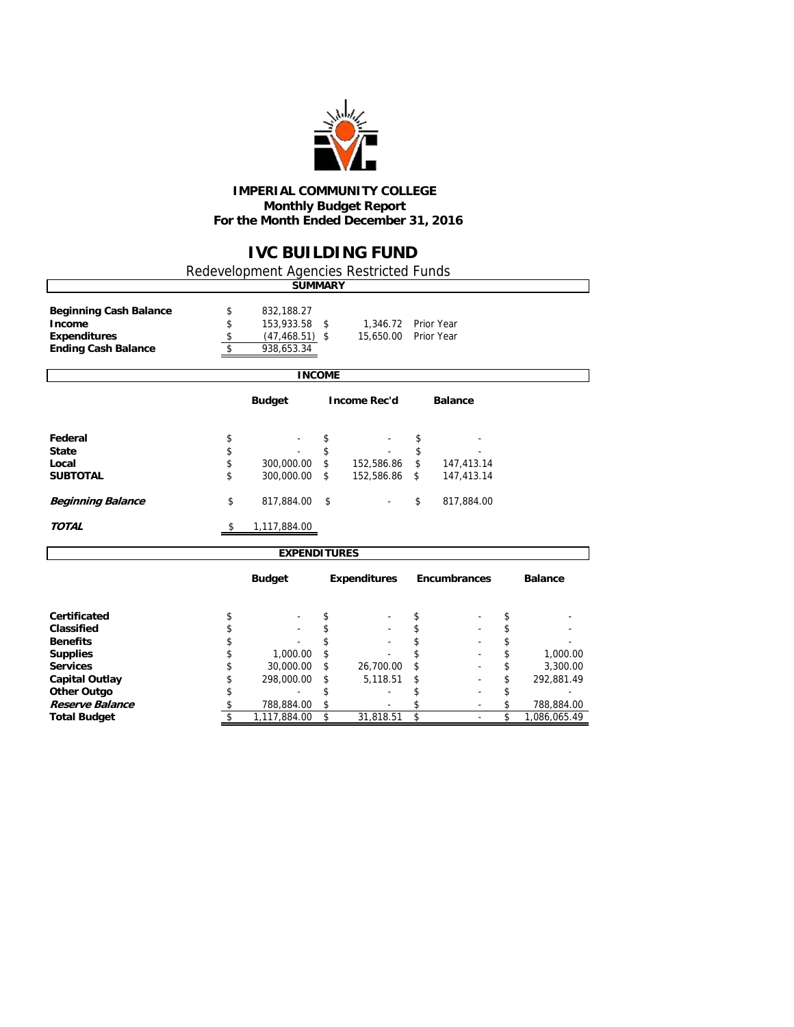# IMPERIAL COMMUNITY COLLEGE

**Monthly Budget Report**
**For the Month Ended December 31, 2016**

## IVC BUILDING FUND

Redevelopment Agencies Restricted Funds

### SUMMARY

| | | | |
|---|---|---|---|
| **Beginning Cash Balance** | $ 832,188.27 | | |
| **Income** | $ 153,933.58 | $ 1,346.72 | Prior Year |
| **Expenditures** | $ (47,468.51) | $ 15,650.00 | Prior Year |
| **Ending Cash Balance** | $ 938,653.34 | | |

### INCOME

| | Budget | Income Rec'd | Balance |
|---|---|---|---|
| **Federal** | $ - | $ - | $ - |
| **State** | $ - | $ - | $ - |
| **Local** | $ 300,000.00 | $ 152,586.86 | $ 147,413.14 |
| **SUBTOTAL** | $ 300,000.00 | $ 152,586.86 | $ 147,413.14 |
| ***Beginning Balance*** | $ 817,884.00 | $ - | $ 817,884.00 |
| ***TOTAL*** | $ 1,117,884.00 | | |

### EXPENDITURES

| | Budget | Expenditures | Encumbrances | Balance |
|---|---|---|---|---|
| **Certificated** | $ - | $ - | $ - | $ - |
| **Classified** | $ - | $ - | $ - | $ - |
| **Benefits** | $ - | $ - | $ - | $ - |
| **Supplies** | $ 1,000.00 | $ - | $ - | $ 1,000.00 |
| **Services** | $ 30,000.00 | $ 26,700.00 | $ - | $ 3,300.00 |
| **Capital Outlay** | $ 298,000.00 | $ 5,118.51 | $ - | $ 292,881.49 |
| **Other Outgo** | $ - | $ - | $ - | $ - |
| ***Reserve Balance*** | $ 788,884.00 | $ - | $ - | $ 788,884.00 |
| **Total Budget** | $ 1,117,884.00 | $ 31,818.51 | $ - | $ 1,086,065.49 |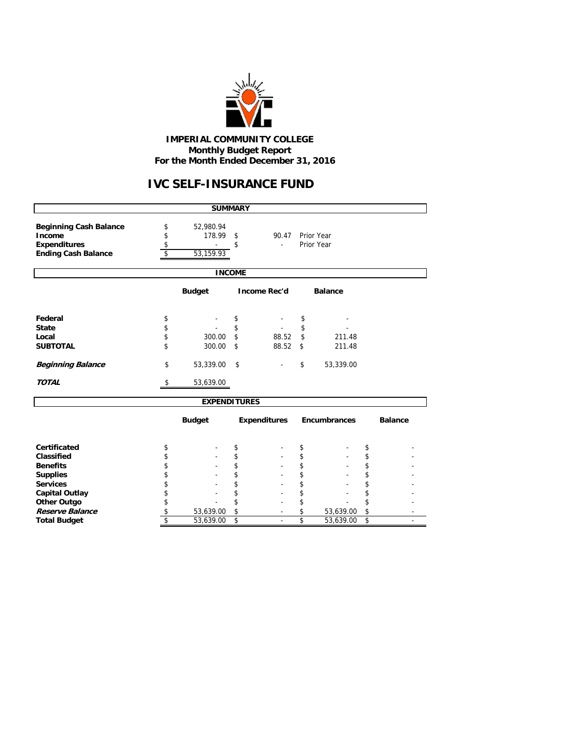# IMPERIAL COMMUNITY COLLEGE
## Monthly Budget Report
## For the Month Ended December 31, 2016

# IVC SELF-INSURANCE FUND

### SUMMARY

| | | | |
|---|---|---|---|
| **Beginning Cash Balance** | $ 52,980.94 | | |
| **Income** | $ 178.99 | $ 90.47 | Prior Year |
| **Expenditures** | $ - | $ - | Prior Year |
| **Ending Cash Balance** | $ 53,159.93 | | |

### INCOME

| | Budget | Income Rec'd | Balance |
|---|---|---|---|
| **Federal** | $ - | $ - | $ - |
| **State** | $ - | $ - | $ - |
| **Local** | $ 300.00 | $ 88.52 | $ 211.48 |
| **SUBTOTAL** | $ 300.00 | $ 88.52 | $ 211.48 |
| ***Beginning Balance*** | $ 53,339.00 | $ - | $ 53,339.00 |
| ***TOTAL*** | $ 53,639.00 | | |

### EXPENDITURES

| | Budget | Expenditures | Encumbrances | Balance |
|---|---|---|---|---|
| **Certificated** | $ - | $ - | $ - | $ - |
| **Classified** | $ - | $ - | $ - | $ - |
| **Benefits** | $ - | $ - | $ - | $ - |
| **Supplies** | $ - | $ - | $ - | $ - |
| **Services** | $ - | $ - | $ - | $ - |
| **Capital Outlay** | $ - | $ - | $ - | $ - |
| **Other Outgo** | $ - | $ - | $ - | $ - |
| ***Reserve Balance*** | $ 53,639.00 | $ - | $ 53,639.00 | $ - |
| **Total Budget** | $ 53,639.00 | $ - | $ 53,639.00 | $ - |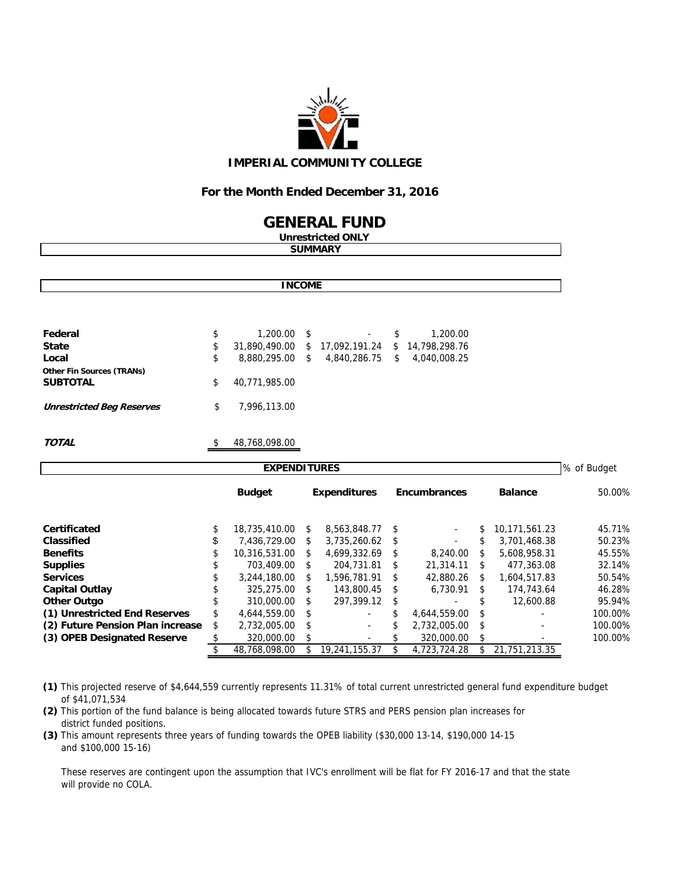# IMPERIAL COMMUNITY COLLEGE

**For the Month Ended December 31, 2016**

## GENERAL FUND

**Unrestricted ONLY**

**SUMMARY**

**INCOME**

| | | | |
|---|---|---|---|
| **Federal** | $ 1,200.00 | $ - | $ 1,200.00 |
| **State** | $ 31,890,490.00 | $ 17,092,191.24 | $ 14,798,298.76 |
| **Local** | $ 8,880,295.00 | $ 4,840,286.75 | $ 4,040,008.25 |
| **Other Fin Sources (TRANs)** | | | |
| **SUBTOTAL** | $ 40,771,985.00 | | |
| ***Unrestricted Beg Reserves*** | $ 7,996,113.00 | | |
| ***TOTAL*** | $ 48,768,098.00 | | |

**EXPENDITURES**

| | Budget | Expenditures | Encumbrances | Balance | % of Budget 50.00% |
|---|---|---|---|---|---|
| **Certificated** | $ 18,735,410.00 | $ 8,563,848.77 | $ - | $ 10,171,561.23 | 45.71% |
| **Classified** | $ 7,436,729.00 | $ 3,735,260.62 | $ - | $ 3,701,468.38 | 50.23% |
| **Benefits** | $ 10,316,531.00 | $ 4,699,332.69 | $ 8,240.00 | $ 5,608,958.31 | 45.55% |
| **Supplies** | $ 703,409.00 | $ 204,731.81 | $ 21,314.11 | $ 477,363.08 | 32.14% |
| **Services** | $ 3,244,180.00 | $ 1,596,781.91 | $ 42,880.26 | $ 1,604,517.83 | 50.54% |
| **Capital Outlay** | $ 325,275.00 | $ 143,800.45 | $ 6,730.91 | $ 174,743.64 | 46.28% |
| **Other Outgo** | $ 310,000.00 | $ 297,399.12 | $ - | $ 12,600.88 | 95.94% |
| **(1) Unrestricted End Reserves** | $ 4,644,559.00 | $ - | $ 4,644,559.00 | $ - | 100.00% |
| **(2) Future Pension Plan increase** | $ 2,732,005.00 | $ - | $ 2,732,005.00 | $ - | 100.00% |
| **(3) OPEB Designated Reserve** | $ 320,000.00 | $ - | $ 320,000.00 | $ - | 100.00% |
| | $ 48,768,098.00 | $ 19,241,155.37 | $ 4,723,724.28 | $ 21,751,213.35 | |

**(1)** This projected reserve of $4,644,559 currently represents 11.31% of total current unrestricted general fund expenditure budget of $41,071,534

**(2)** This portion of the fund balance is being allocated towards future STRS and PERS pension plan increases for district funded positions.

**(3)** This amount represents three years of funding towards the OPEB liability ($30,000 13-14, $190,000 14-15 and $100,000 15-16)

These reserves are contingent upon the assumption that IVC's enrollment will be flat for FY 2016-17 and that the state will provide no COLA.